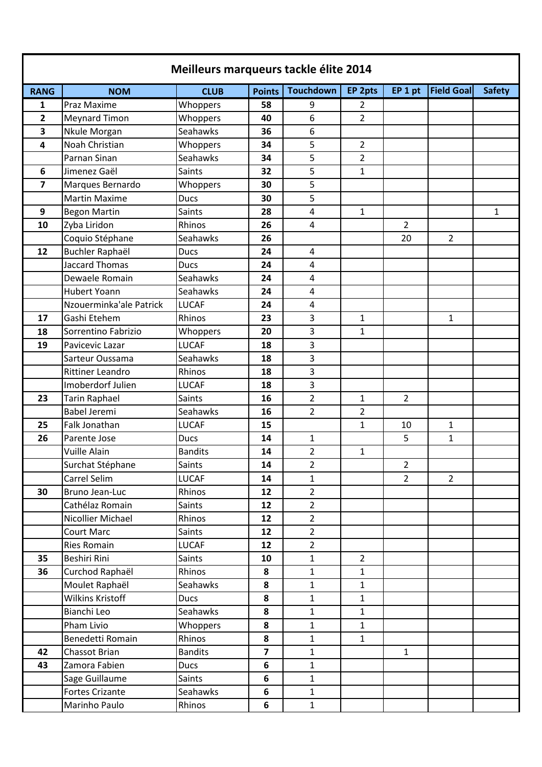# Meilleurs marqueurs tackle élite 2014

| RANG | NOM | CLUB | Points | Touchdown | EP 2pts | EP 1 pt | Field Goal | Safety |
|---|---|---|---|---|---|---|---|---|
| 1 | Praz Maxime | Whoppers | 58 | 9 | 2 | | | |
| 2 | Meynard Timon | Whoppers | 40 | 6 | 2 | | | |
| 3 | Nkule Morgan | Seahawks | 36 | 6 | | | | |
| 4 | Noah Christian | Whoppers | 34 | 5 | 2 | | | |
| | Parnan Sinan | Seahawks | 34 | 5 | 2 | | | |
| 6 | Jimenez Gaël | Saints | 32 | 5 | 1 | | | |
| 7 | Marques Bernardo | Whoppers | 30 | 5 | | | | |
| | Martin Maxime | Ducs | 30 | 5 | | | | |
| 9 | Begon Martin | Saints | 28 | 4 | 1 | | | 1 |
| 10 | Zyba Liridon | Rhinos | 26 | 4 | | 2 | | |
| | Coquio Stéphane | Seahawks | 26 | | | 20 | 2 | |
| 12 | Buchler Raphaël | Ducs | 24 | 4 | | | | |
| | Jaccard Thomas | Ducs | 24 | 4 | | | | |
| | Dewaele Romain | Seahawks | 24 | 4 | | | | |
| | Hubert Yoann | Seahawks | 24 | 4 | | | | |
| | Nzouerminka'ale Patrick | LUCAF | 24 | 4 | | | | |
| 17 | Gashi Etehem | Rhinos | 23 | 3 | 1 | | 1 | |
| 18 | Sorrentino Fabrizio | Whoppers | 20 | 3 | 1 | | | |
| 19 | Pavicevic Lazar | LUCAF | 18 | 3 | | | | |
| | Sarteur Oussama | Seahawks | 18 | 3 | | | | |
| | Rittiner Leandro | Rhinos | 18 | 3 | | | | |
| | Imoberdorf Julien | LUCAF | 18 | 3 | | | | |
| 23 | Tarin Raphael | Saints | 16 | 2 | 1 | 2 | | |
| | Babel Jeremi | Seahawks | 16 | 2 | 2 | | | |
| 25 | Falk Jonathan | LUCAF | 15 | | 1 | 10 | 1 | |
| 26 | Parente Jose | Ducs | 14 | 1 | | 5 | 1 | |
| | Vuille Alain | Bandits | 14 | 2 | 1 | | | |
| | Surchat Stéphane | Saints | 14 | 2 | | 2 | | |
| | Carrel Selim | LUCAF | 14 | 1 | | 2 | 2 | |
| 30 | Bruno Jean-Luc | Rhinos | 12 | 2 | | | | |
| | Cathélaz Romain | Saints | 12 | 2 | | | | |
| | Nicollier Michael | Rhinos | 12 | 2 | | | | |
| | Court Marc | Saints | 12 | 2 | | | | |
| | Ries Romain | LUCAF | 12 | 2 | | | | |
| 35 | Beshiri Rini | Saints | 10 | 1 | 2 | | | |
| 36 | Curchod Raphaël | Rhinos | 8 | 1 | 1 | | | |
| | Moulet Raphaël | Seahawks | 8 | 1 | 1 | | | |
| | Wilkins Kristoff | Ducs | 8 | 1 | 1 | | | |
| | Bianchi Leo | Seahawks | 8 | 1 | 1 | | | |
| | Pham Livio | Whoppers | 8 | 1 | 1 | | | |
| | Benedetti Romain | Rhinos | 8 | 1 | 1 | | | |
| 42 | Chassot Brian | Bandits | 7 | 1 | | 1 | | |
| 43 | Zamora Fabien | Ducs | 6 | 1 | | | | |
| | Sage Guillaume | Saints | 6 | 1 | | | | |
| | Fortes Crizante | Seahawks | 6 | 1 | | | | |
| | Marinho Paulo | Rhinos | 6 | 1 | | | | |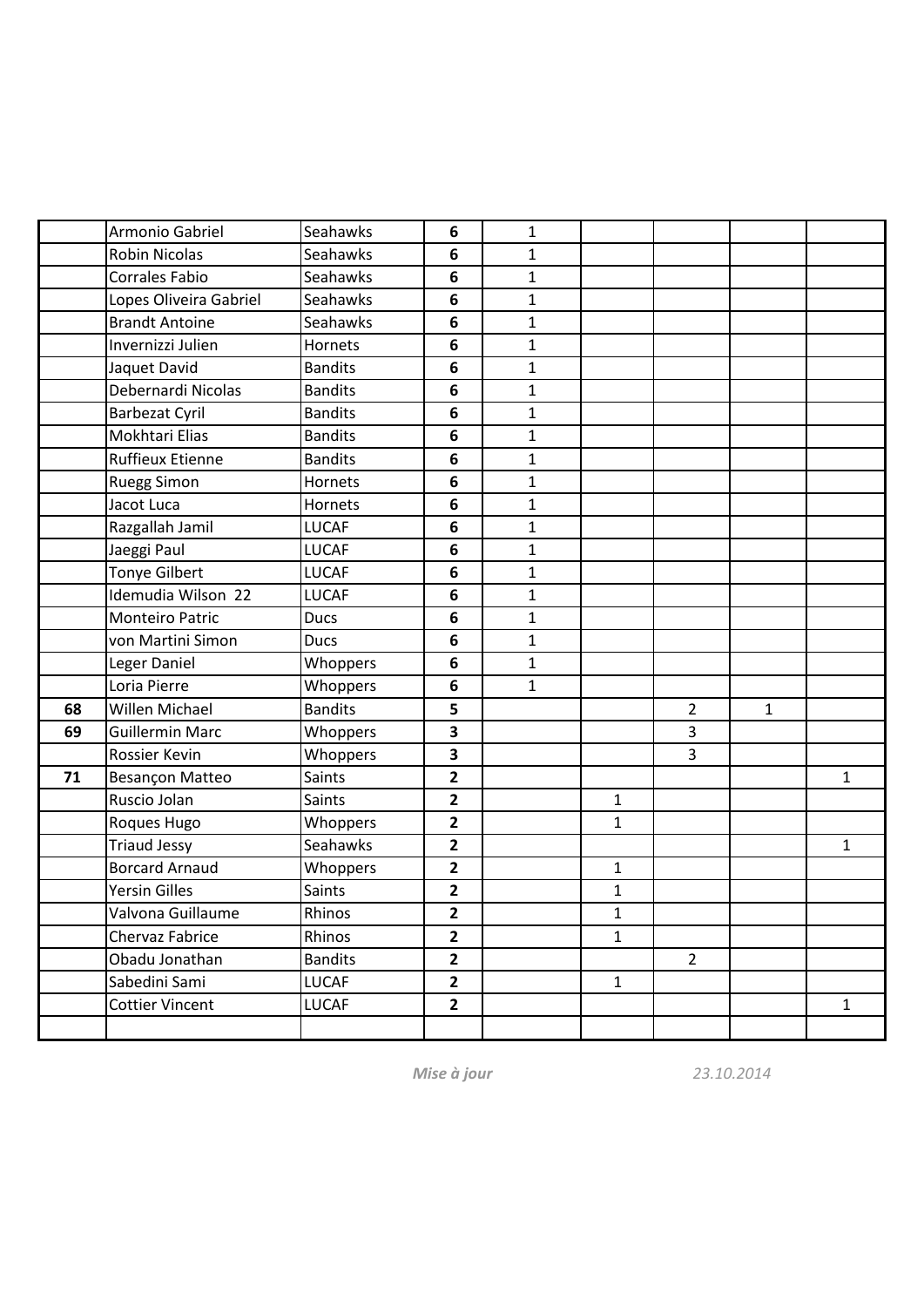| | | | | | | | | |
|---|---|---|---|---|---|---|---|---|
| | Armonio Gabriel | Seahawks | **6** | 1 | | | | |
| | Robin Nicolas | Seahawks | **6** | 1 | | | | |
| | Corrales Fabio | Seahawks | **6** | 1 | | | | |
| | Lopes Oliveira Gabriel | Seahawks | **6** | 1 | | | | |
| | Brandt Antoine | Seahawks | **6** | 1 | | | | |
| | Invernizzi Julien | Hornets | **6** | 1 | | | | |
| | Jaquet David | Bandits | **6** | 1 | | | | |
| | Debernardi Nicolas | Bandits | **6** | 1 | | | | |
| | Barbezat Cyril | Bandits | **6** | 1 | | | | |
| | Mokhtari Elias | Bandits | **6** | 1 | | | | |
| | Ruffieux Etienne | Bandits | **6** | 1 | | | | |
| | Ruegg Simon | Hornets | **6** | 1 | | | | |
| | Jacot Luca | Hornets | **6** | 1 | | | | |
| | Razgallah Jamil | LUCAF | **6** | 1 | | | | |
| | Jaeggi Paul | LUCAF | **6** | 1 | | | | |
| | Tonye Gilbert | LUCAF | **6** | 1 | | | | |
| | Idemudia Wilson 22 | LUCAF | **6** | 1 | | | | |
| | Monteiro Patric | Ducs | **6** | 1 | | | | |
| | von Martini Simon | Ducs | **6** | 1 | | | | |
| | Leger Daniel | Whoppers | **6** | 1 | | | | |
| | Loria Pierre | Whoppers | **6** | 1 | | | | |
| **68** | Willen Michael | Bandits | **5** | | | 2 | 1 | |
| **69** | Guillermin Marc | Whoppers | **3** | | | 3 | | |
| | Rossier Kevin | Whoppers | **3** | | | 3 | | |
| **71** | Besançon Matteo | Saints | **2** | | | | | 1 |
| | Ruscio Jolan | Saints | **2** | | 1 | | | |
| | Roques Hugo | Whoppers | **2** | | 1 | | | |
| | Triaud Jessy | Seahawks | **2** | | | | | 1 |
| | Borcard Arnaud | Whoppers | **2** | | 1 | | | |
| | Yersin Gilles | Saints | **2** | | 1 | | | |
| | Valvona Guillaume | Rhinos | **2** | | 1 | | | |
| | Chervaz Fabrice | Rhinos | **2** | | 1 | | | |
| | Obadu Jonathan | Bandits | **2** | | | 2 | | |
| | Sabedini Sami | LUCAF | **2** | | 1 | | | |
| | Cottier Vincent | LUCAF | **2** | | | | | 1 |
| | | | | | | | | |

***Mise à jour*** *23.10.2014*